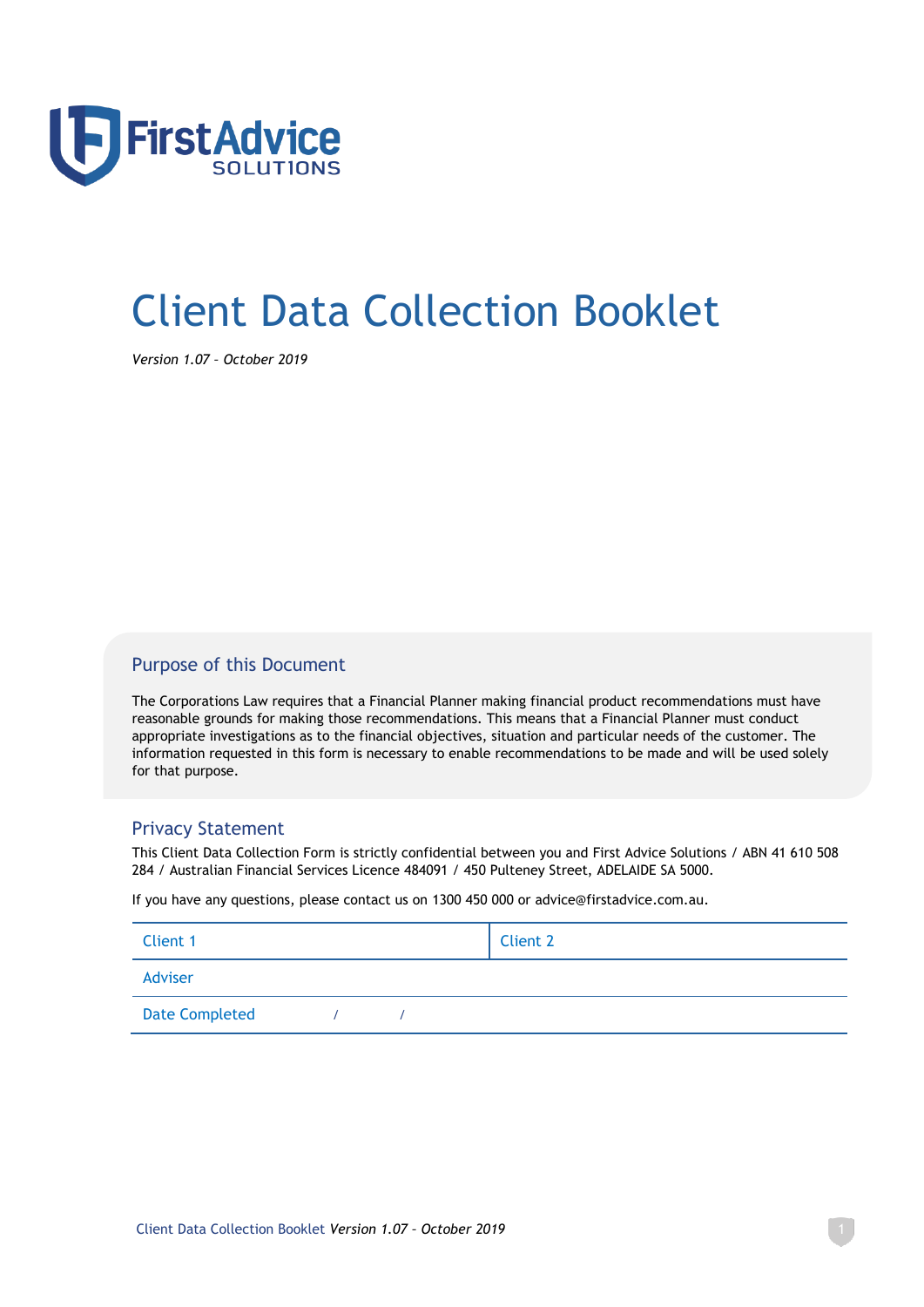FirstAdvice SOLUTIONS

# Client Data Collection Booklet

*Version 1.07 – October 2019*

## Purpose of this Document

The Corporations Law requires that a Financial Planner making financial product recommendations must have reasonable grounds for making those recommendations. This means that a Financial Planner must conduct appropriate investigations as to the financial objectives, situation and particular needs of the customer. The information requested in this form is necessary to enable recommendations to be made and will be used solely for that purpose.

## Privacy Statement

This Client Data Collection Form is strictly confidential between you and First Advice Solutions / ABN 41 610 508 284 / Australian Financial Services Licence 484091 / 450 Pulteney Street, ADELAIDE SA 5000.

If you have any questions, please contact us on 1300 450 000 or advice@firstadvice.com.au.

| Client 1 | Client 2 |
| --- | --- |
| Adviser | |
| Date Completed / / | |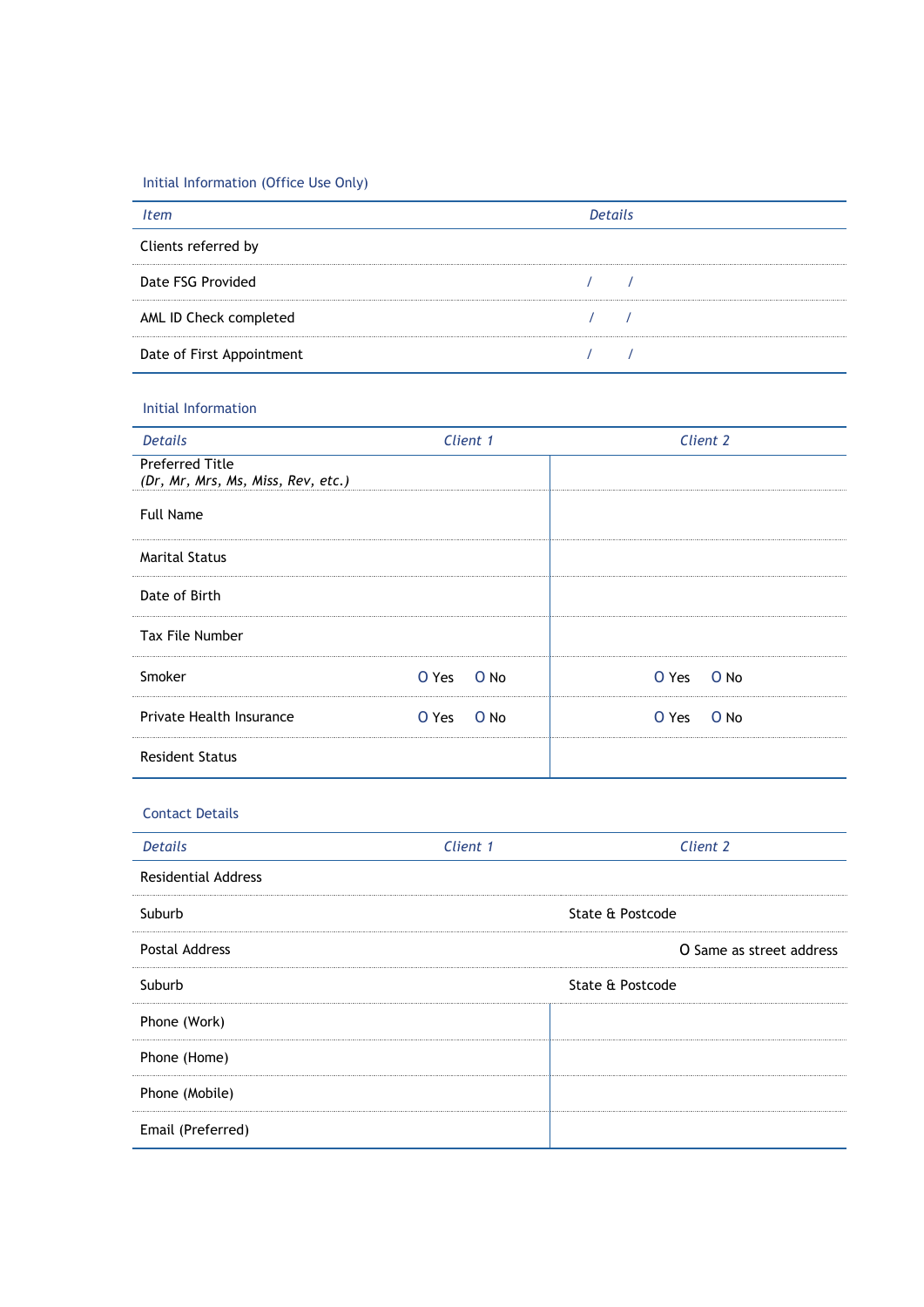## Initial Information (Office Use Only)

| *Item* | *Details* |
| --- | --- |
| Clients referred by | |
| Date FSG Provided | / / |
| AML ID Check completed | / / |
| Date of First Appointment | / / |

## Initial Information

| *Details* | *Client 1* | *Client 2* |
| --- | --- | --- |
| Preferred Title<br>*(Dr, Mr, Mrs, Ms, Miss, Rev, etc.)* | | |
| Full Name | | |
| Marital Status | | |
| Date of Birth | | |
| Tax File Number | | |
| Smoker | O Yes O No | O Yes O No |
| Private Health Insurance | O Yes O No | O Yes O No |
| Resident Status | | |

## Contact Details

| *Details* | *Client 1* | *Client 2* |
| --- | --- | --- |
| Residential Address | | |
| Suburb | | State & Postcode |
| Postal Address | | O Same as street address |
| Suburb | | State & Postcode |
| Phone (Work) | | |
| Phone (Home) | | |
| Phone (Mobile) | | |
| Email (Preferred) | | |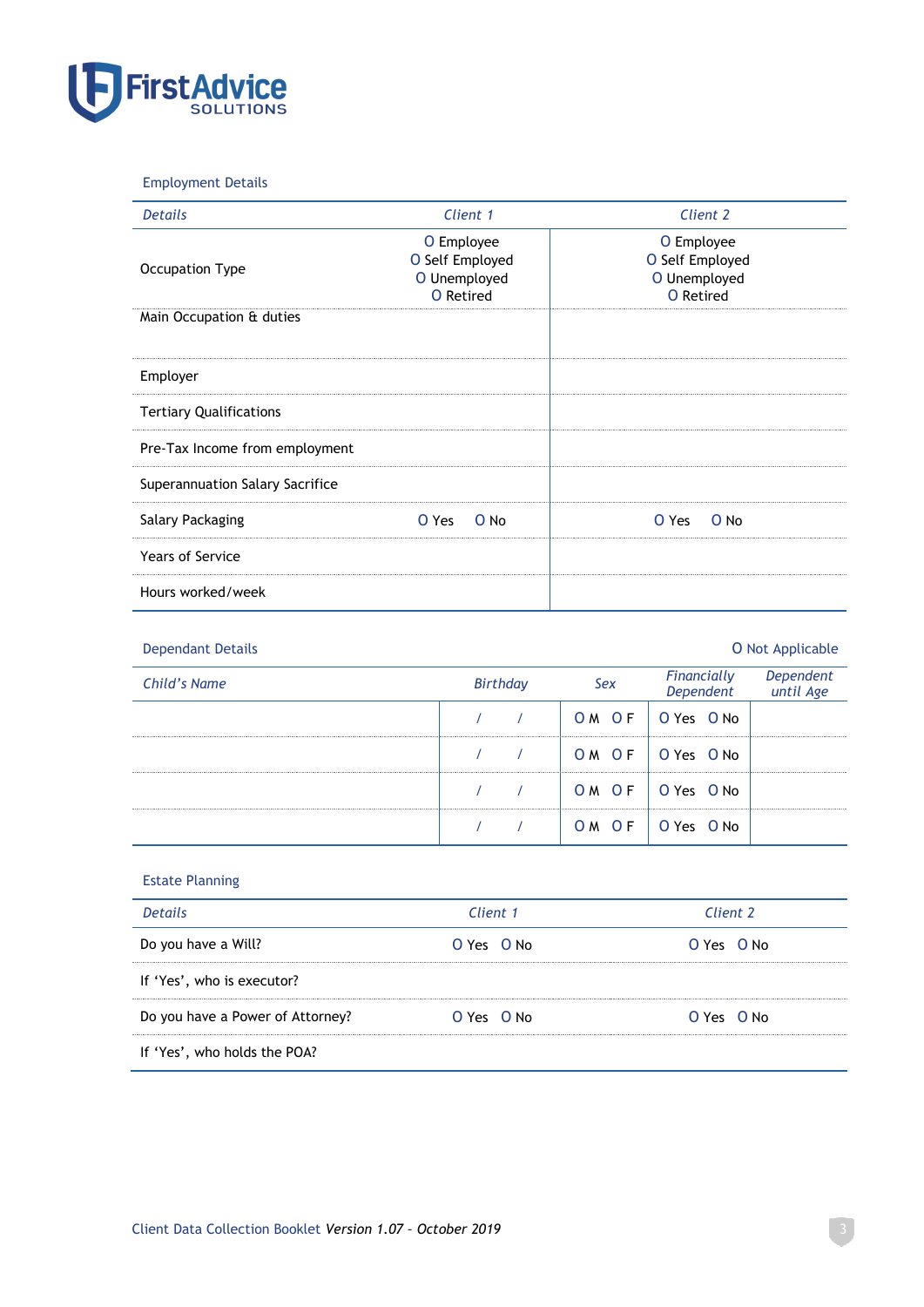## Employment Details

| *Details* | *Client 1* | *Client 2* |
|---|---|---|
| Occupation Type | O Employee<br>O Self Employed<br>O Unemployed<br>O Retired | O Employee<br>O Self Employed<br>O Unemployed<br>O Retired |
| Main Occupation & duties | | |
| Employer | | |
| Tertiary Qualifications | | |
| Pre-Tax Income from employment | | |
| Superannuation Salary Sacrifice | | |
| Salary Packaging | O Yes O No | O Yes O No |
| Years of Service | | |
| Hours worked/week | | |

## Dependant Details

O Not Applicable

| *Child's Name* | *Birthday* | *Sex* | *Financially Dependent* | *Dependent until Age* |
|---|---|---|---|---|
| | / / | O M O F | O Yes O No | |
| | / / | O M O F | O Yes O No | |
| | / / | O M O F | O Yes O No | |
| | / / | O M O F | O Yes O No | |

## Estate Planning

| *Details* | *Client 1* | *Client 2* |
|---|---|---|
| Do you have a Will? | O Yes O No | O Yes O No |
| If 'Yes', who is executor? | | |
| Do you have a Power of Attorney? | O Yes O No | O Yes O No |
| If 'Yes', who holds the POA? | | |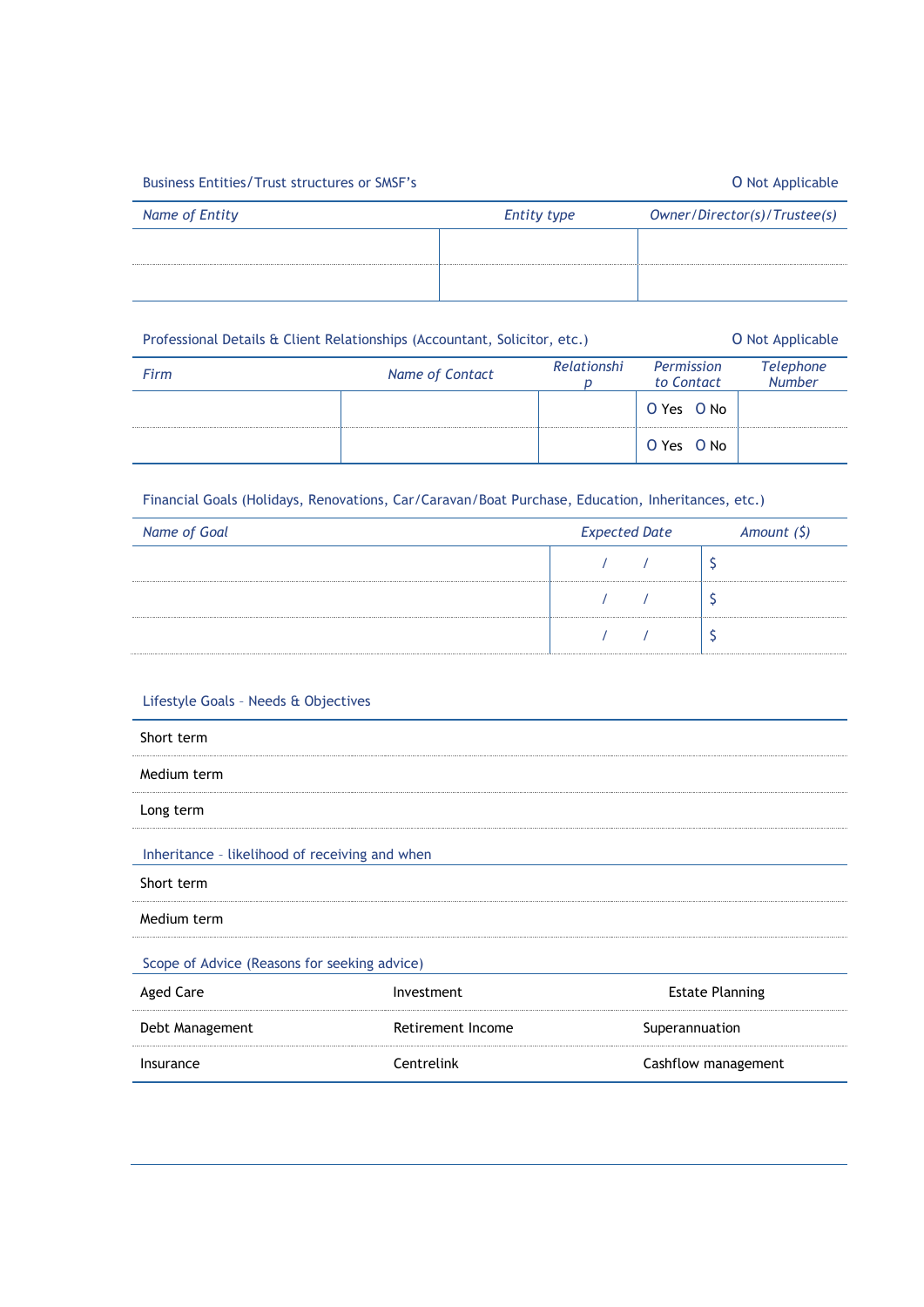## Business Entities/Trust structures or SMSF's

O Not Applicable

| *Name of Entity* | *Entity type* | *Owner/Director(s)/Trustee(s)* |
|---|---|---|
| | | |
| | | |

## Professional Details & Client Relationships (Accountant, Solicitor, etc.)

O Not Applicable

| *Firm* | *Name of Contact* | *Relationship* | *Permission to Contact* | *Telephone Number* |
|---|---|---|---|---|
| | | | O Yes O No | |
| | | | O Yes O No | |

## Financial Goals (Holidays, Renovations, Car/Caravan/Boat Purchase, Education, Inheritances, etc.)

| *Name of Goal* | *Expected Date* | *Amount ($)* |
|---|---|---|
| | / / | $ |
| | / / | $ |
| | / / | $ |

## Lifestyle Goals – Needs & Objectives

| |
|---|
| Short term |
| Medium term |
| Long term |

## Inheritance – likelihood of receiving and when

| |
|---|
| Short term |
| Medium term |

## Scope of Advice (Reasons for seeking advice)

| | | |
|---|---|---|
| Aged Care | Investment | Estate Planning |
| Debt Management | Retirement Income | Superannuation |
| Insurance | Centrelink | Cashflow management |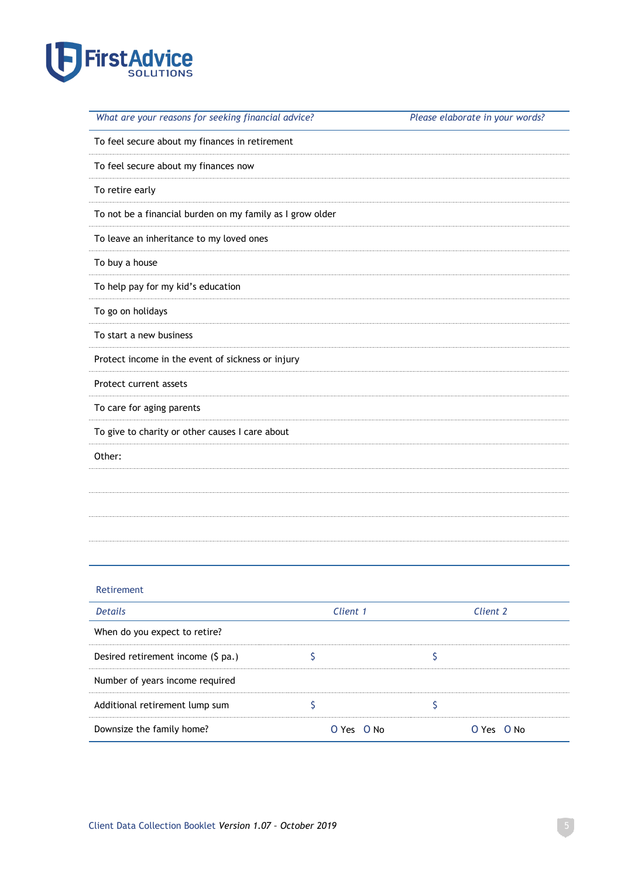| *What are your reasons for seeking financial advice?* | *Please elaborate in your words?* |
|---|---|
| To feel secure about my finances in retirement | |
| To feel secure about my finances now | |
| To retire early | |
| To not be a financial burden on my family as I grow older | |
| To leave an inheritance to my loved ones | |
| To buy a house | |
| To help pay for my kid's education | |
| To go on holidays | |
| To start a new business | |
| Protect income in the event of sickness or injury | |
| Protect current assets | |
| To care for aging parents | |
| To give to charity or other causes I care about | |
| Other: | |
| | |
| | |
| | |

## Retirement

| *Details* | *Client 1* | *Client 2* |
|---|---|---|
| When do you expect to retire? | | |
| Desired retirement income ($ pa.) | $ | $ |
| Number of years income required | | |
| Additional retirement lump sum | $ | $ |
| Downsize the family home? | O Yes O No | O Yes O No |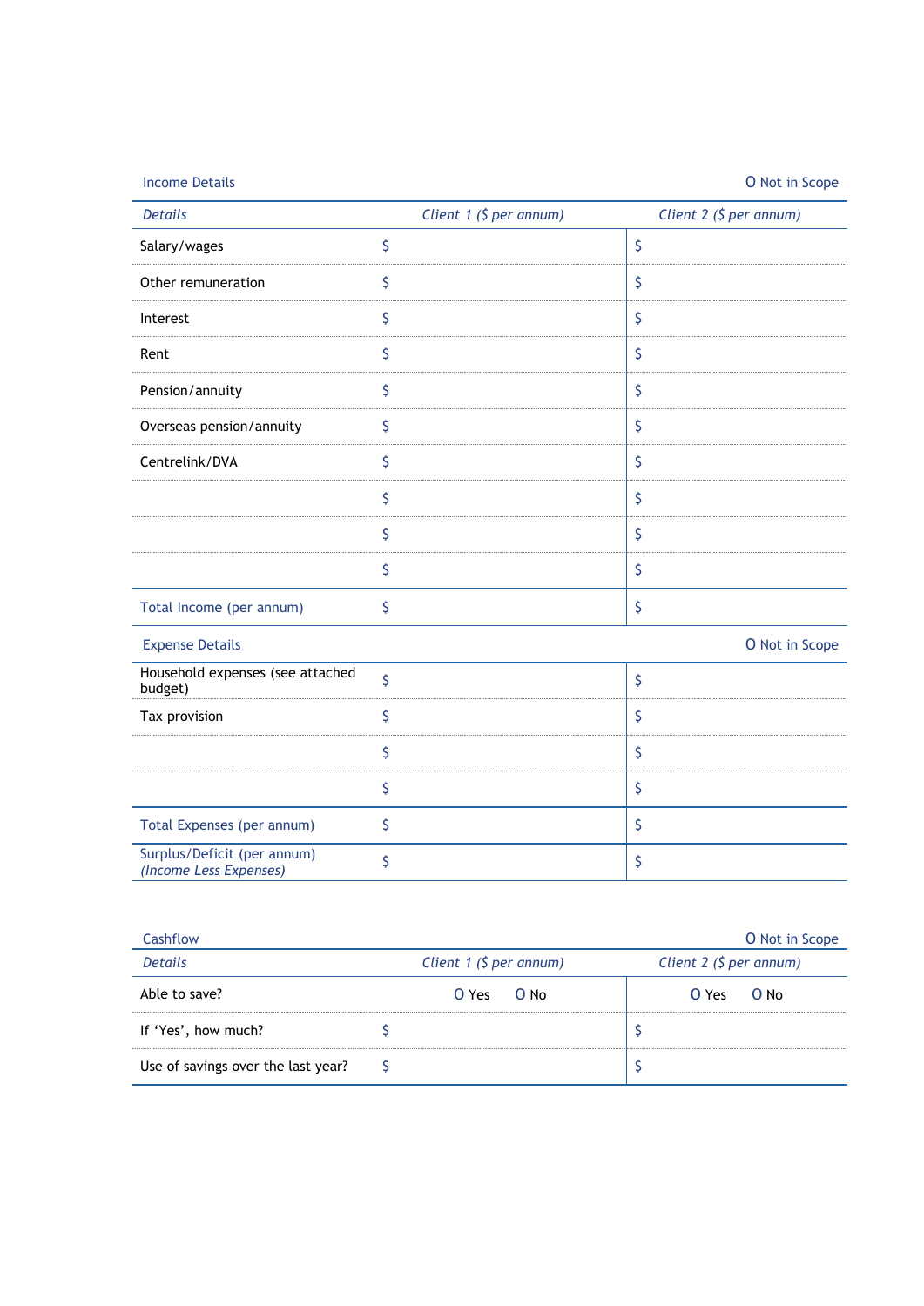## Income Details

O Not in Scope

| *Details* | *Client 1 ($ per annum)* | *Client 2 ($ per annum)* |
|---|---|---|
| Salary/wages | $ | $ |
| Other remuneration | $ | $ |
| Interest | $ | $ |
| Rent | $ | $ |
| Pension/annuity | $ | $ |
| Overseas pension/annuity | $ | $ |
| Centrelink/DVA | $ | $ |
| | $ | $ |
| | $ | $ |
| | $ | $ |
| Total Income (per annum) | $ | $ |

## Expense Details

O Not in Scope

| *Details* | *Client 1 ($ per annum)* | *Client 2 ($ per annum)* |
|---|---|---|
| Household expenses (see attached budget) | $ | $ |
| Tax provision | $ | $ |
| | $ | $ |
| | $ | $ |
| Total Expenses (per annum) | $ | $ |
| Surplus/Deficit (per annum) *(Income Less Expenses)* | $ | $ |

## Cashflow

O Not in Scope

| *Details* | *Client 1 ($ per annum)* | *Client 2 ($ per annum)* |
|---|---|---|
| Able to save? | O Yes O No | O Yes O No |
| If 'Yes', how much? | $ | $ |
| Use of savings over the last year? | $ | $ |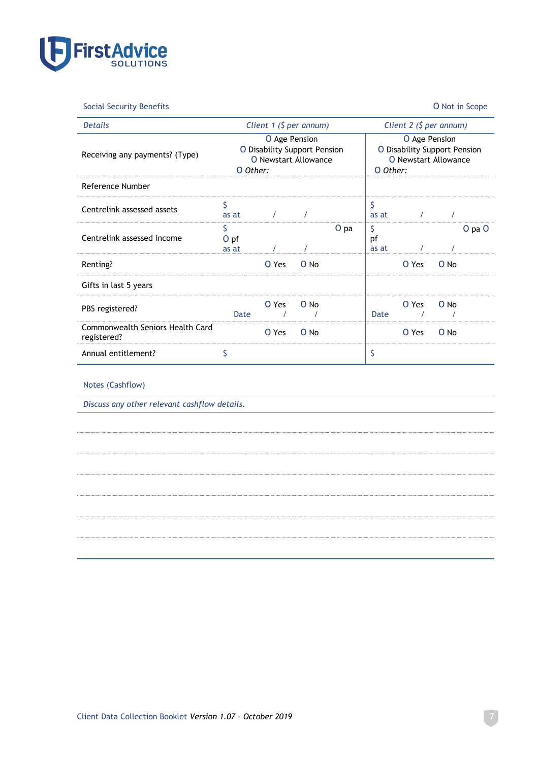## Social Security Benefits

O Not in Scope

| Details | Client 1 ($ per annum) | Client 2 ($ per annum) |
|---|---|---|
| Receiving any payments? (Type) | O Age Pension<br>O Disability Support Pension<br>O Newstart Allowance<br>O *Other:* | O Age Pension<br>O Disability Support Pension<br>O Newstart Allowance<br>O *Other:* |
| Reference Number | | |
| Centrelink assessed assets | $<br>as at / / | $<br>as at / / |
| Centrelink assessed income | $ O pa<br>O pf<br>as at / / | $ O pa O<br>pf<br>as at / / |
| Renting? | O Yes O No | O Yes O No |
| Gifts in last 5 years | | |
| PBS registered? | O Yes O No<br>Date / / | O Yes O No<br>Date / / |
| Commonwealth Seniors Health Card registered? | O Yes O No | O Yes O No |
| Annual entitlement? | $ | $ |

## Notes (Cashflow)

*Discuss any other relevant cashflow details.*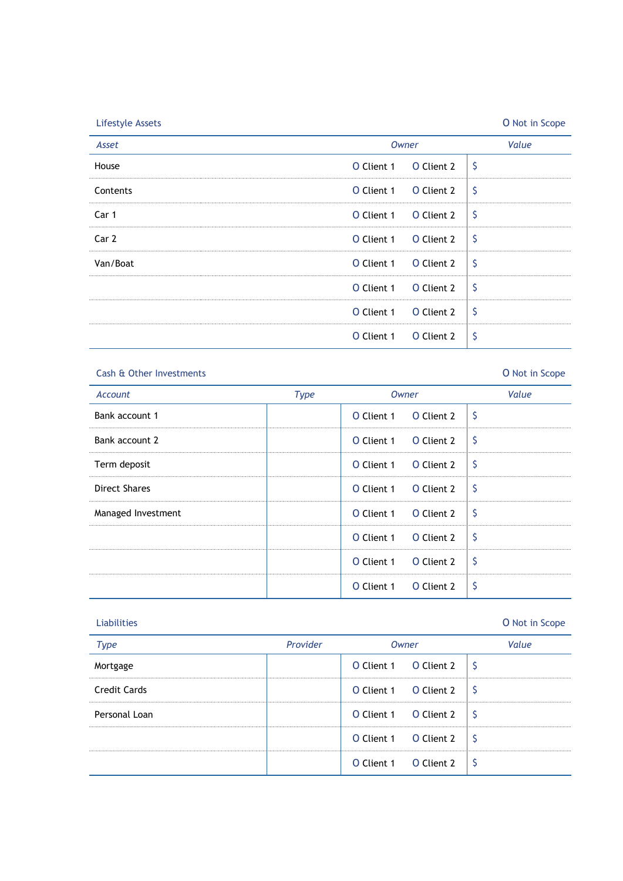## Lifestyle Assets

O Not in Scope

| Asset | Owner | | Value |
|---|---|---|---|
| House | O Client 1 | O Client 2 | $ |
| Contents | O Client 1 | O Client 2 | $ |
| Car 1 | O Client 1 | O Client 2 | $ |
| Car 2 | O Client 1 | O Client 2 | $ |
| Van/Boat | O Client 1 | O Client 2 | $ |
| | O Client 1 | O Client 2 | $ |
| | O Client 1 | O Client 2 | $ |
| | O Client 1 | O Client 2 | $ |

## Cash & Other Investments

O Not in Scope

| Account | Type | Owner | | Value |
|---|---|---|---|---|
| Bank account 1 | | O Client 1 | O Client 2 | $ |
| Bank account 2 | | O Client 1 | O Client 2 | $ |
| Term deposit | | O Client 1 | O Client 2 | $ |
| Direct Shares | | O Client 1 | O Client 2 | $ |
| Managed Investment | | O Client 1 | O Client 2 | $ |
| | | O Client 1 | O Client 2 | $ |
| | | O Client 1 | O Client 2 | $ |
| | | O Client 1 | O Client 2 | $ |

## Liabilities

O Not in Scope

| Type | Provider | Owner | | Value |
|---|---|---|---|---|
| Mortgage | | O Client 1 | O Client 2 | $ |
| Credit Cards | | O Client 1 | O Client 2 | $ |
| Personal Loan | | O Client 1 | O Client 2 | $ |
| | | O Client 1 | O Client 2 | $ |
| | | O Client 1 | O Client 2 | $ |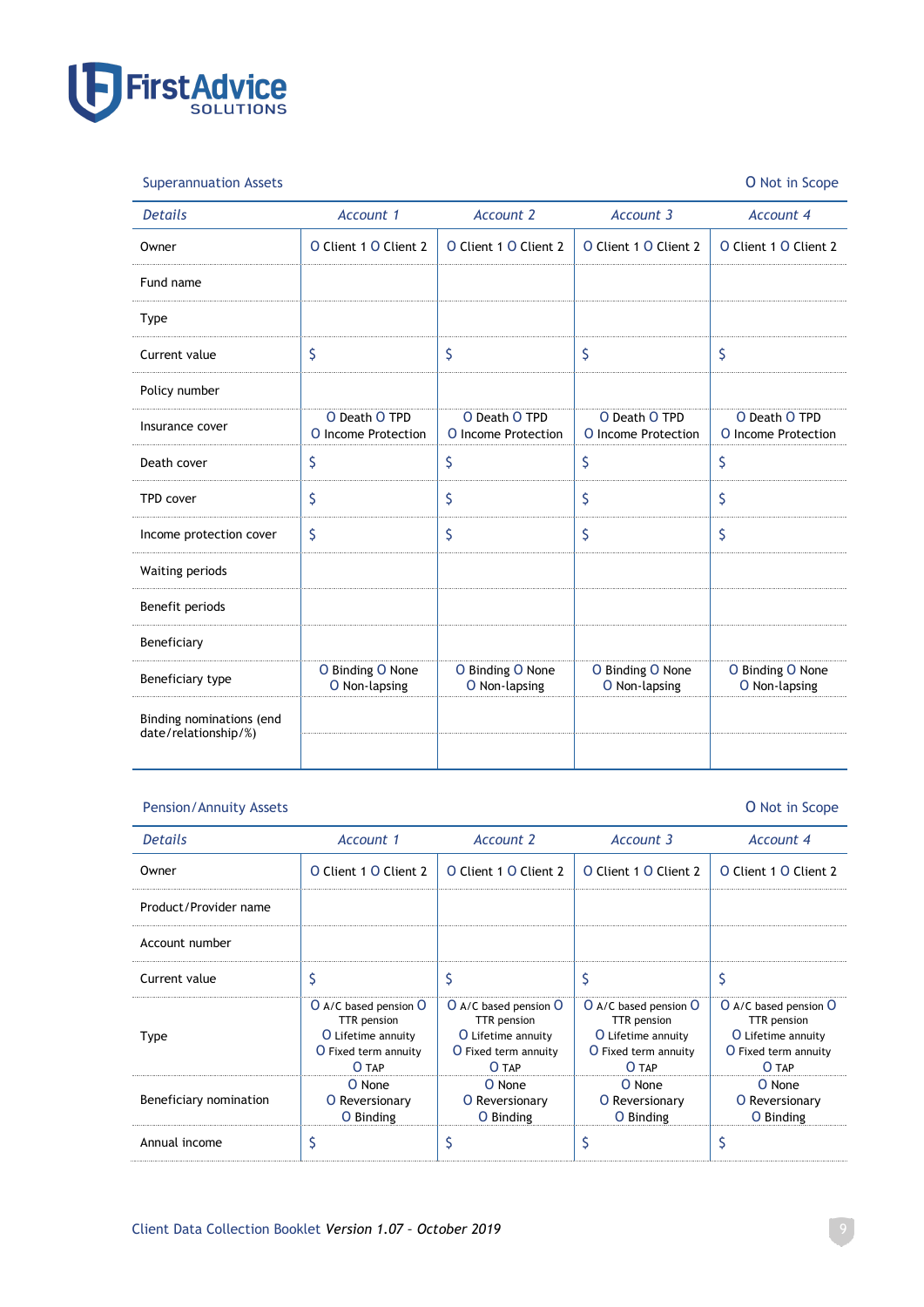## Superannuation Assets

O Not in Scope

| *Details* | *Account 1* | *Account 2* | *Account 3* | *Account 4* |
|---|---|---|---|---|
| Owner | O Client 1 O Client 2 | O Client 1 O Client 2 | O Client 1 O Client 2 | O Client 1 O Client 2 |
| Fund name | | | | |
| Type | | | | |
| Current value | $ | $ | $ | $ |
| Policy number | | | | |
| Insurance cover | O Death O TPD O Income Protection | O Death O TPD O Income Protection | O Death O TPD O Income Protection | O Death O TPD O Income Protection |
| Death cover | $ | $ | $ | $ |
| TPD cover | $ | $ | $ | $ |
| Income protection cover | $ | $ | $ | $ |
| Waiting periods | | | | |
| Benefit periods | | | | |
| Beneficiary | | | | |
| Beneficiary type | O Binding O None O Non-lapsing | O Binding O None O Non-lapsing | O Binding O None O Non-lapsing | O Binding O None O Non-lapsing |
| Binding nominations (end date/relationship/%) | | | | |
| | | | | |

## Pension/Annuity Assets

O Not in Scope

| *Details* | *Account 1* | *Account 2* | *Account 3* | *Account 4* |
|---|---|---|---|---|
| Owner | O Client 1 O Client 2 | O Client 1 O Client 2 | O Client 1 O Client 2 | O Client 1 O Client 2 |
| Product/Provider name | | | | |
| Account number | | | | |
| Current value | $ | $ | $ | $ |
| Type | O A/C based pension O TTR pension O Lifetime annuity O Fixed term annuity O TAP | O A/C based pension O TTR pension O Lifetime annuity O Fixed term annuity O TAP | O A/C based pension O TTR pension O Lifetime annuity O Fixed term annuity O TAP | O A/C based pension O TTR pension O Lifetime annuity O Fixed term annuity O TAP |
| Beneficiary nomination | O None O Reversionary O Binding | O None O Reversionary O Binding | O None O Reversionary O Binding | O None O Reversionary O Binding |
| Annual income | $ | $ | $ | $ |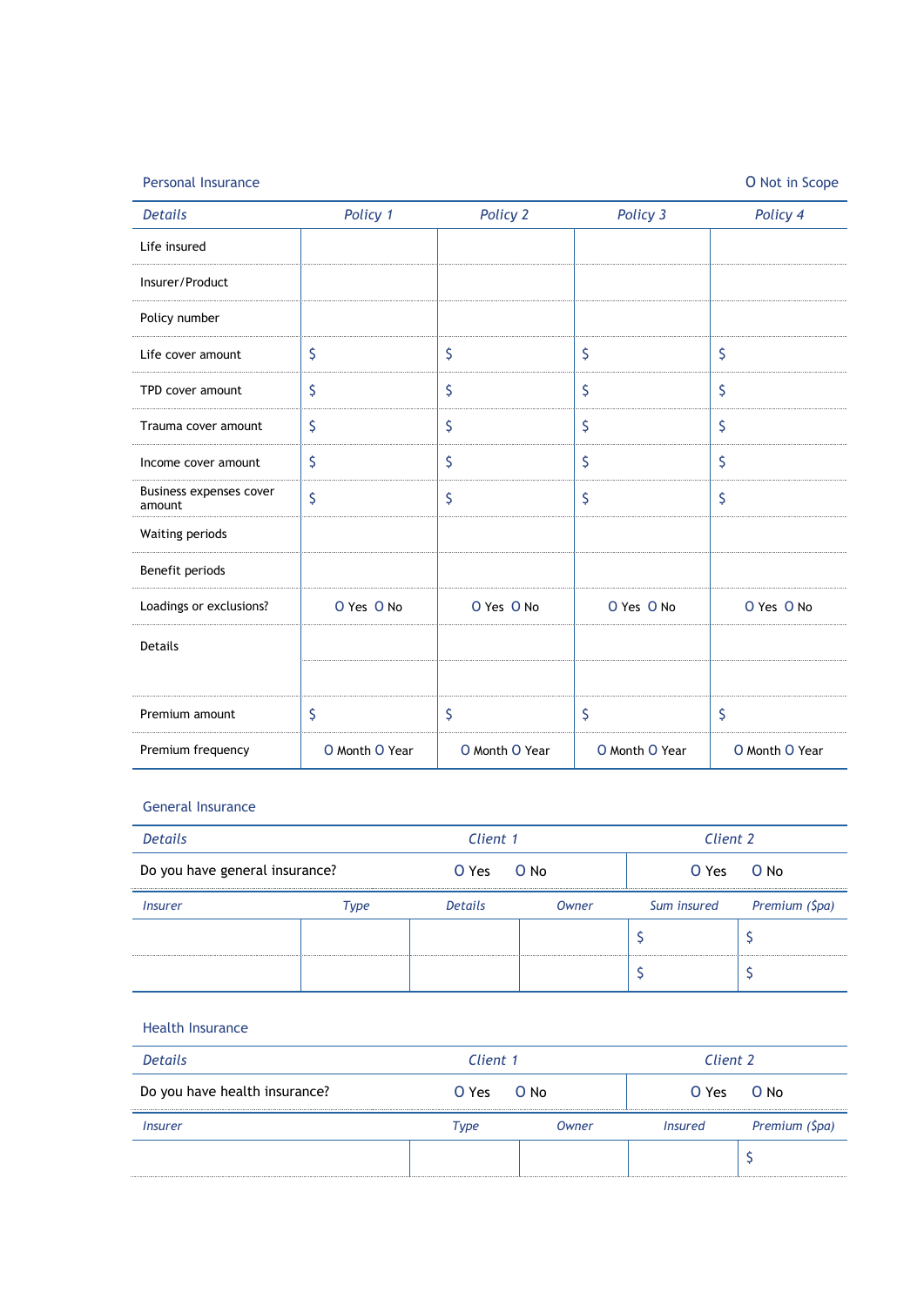## Personal Insurance

O Not in Scope

| Details | Policy 1 | Policy 2 | Policy 3 | Policy 4 |
|---|---|---|---|---|
| Life insured | | | | |
| Insurer/Product | | | | |
| Policy number | | | | |
| Life cover amount | $ | $ | $ | $ |
| TPD cover amount | $ | $ | $ | $ |
| Trauma cover amount | $ | $ | $ | $ |
| Income cover amount | $ | $ | $ | $ |
| Business expenses cover amount | $ | $ | $ | $ |
| Waiting periods | | | | |
| Benefit periods | | | | |
| Loadings or exclusions? | O Yes O No | O Yes O No | O Yes O No | O Yes O No |
| Details | | | | |
| | | | | |
| Premium amount | $ | $ | $ | $ |
| Premium frequency | O Month O Year | O Month O Year | O Month O Year | O Month O Year |

## General Insurance

| Details | Client 1 | Client 2 |
|---|---|---|
| Do you have general insurance? | O Yes O No | O Yes O No |

| Insurer | Type | Details | Owner | Sum insured | Premium ($pa) |
|---|---|---|---|---|---|
| | | | | $ | $ |
| | | | | $ | $ |

## Health Insurance

| Details | Client 1 | Client 2 |
|---|---|---|
| Do you have health insurance? | O Yes O No | O Yes O No |

| Insurer | Type | Owner | Insured | Premium ($pa) |
|---|---|---|---|---|
| | | | | $ |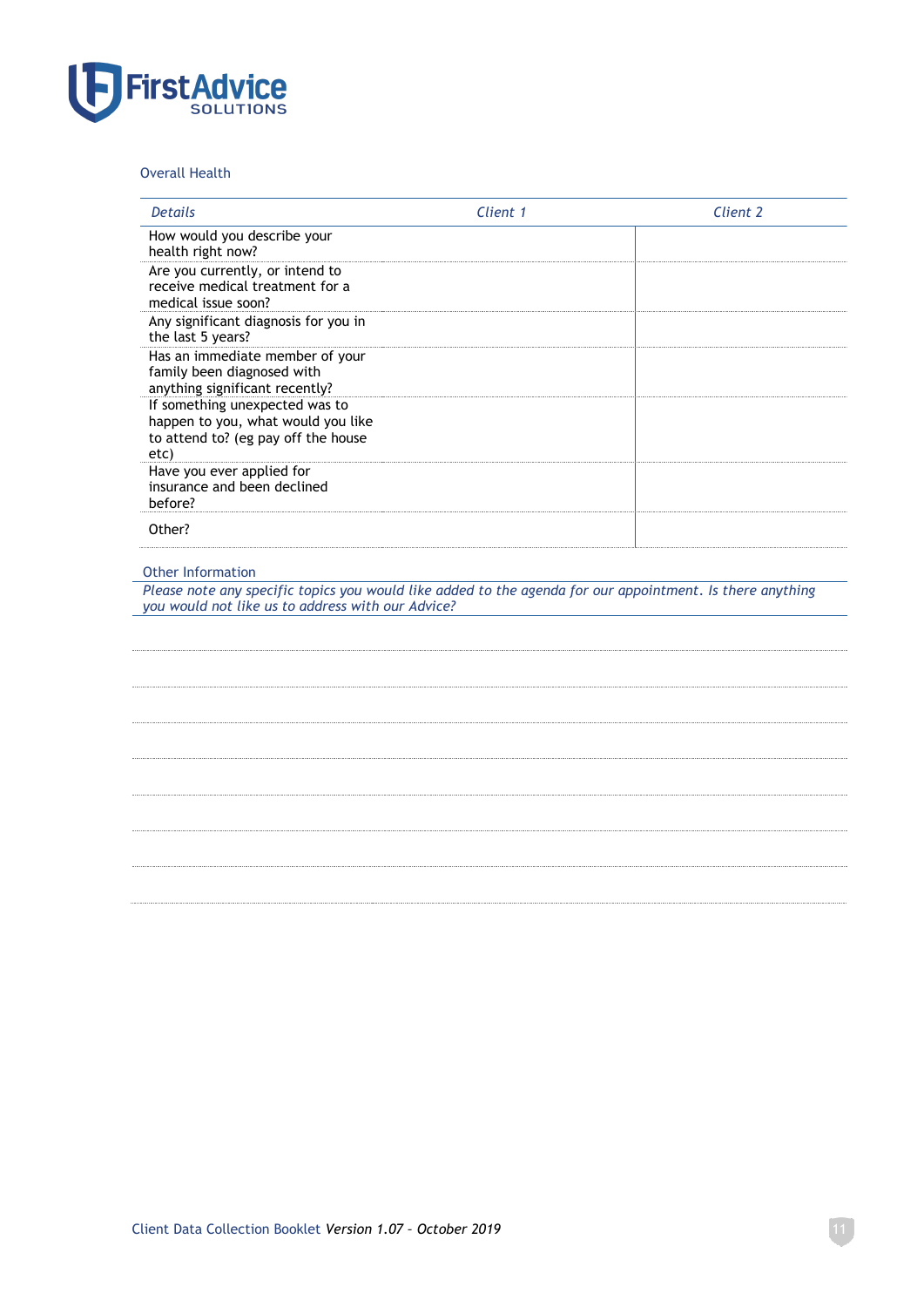## Overall Health

| Details | Client 1 | Client 2 |
|---|---|---|
| How would you describe your health right now? | | |
| Are you currently, or intend to receive medical treatment for a medical issue soon? | | |
| Any significant diagnosis for you in the last 5 years? | | |
| Has an immediate member of your family been diagnosed with anything significant recently? | | |
| If something unexpected was to happen to you, what would you like to attend to? (eg pay off the house etc) | | |
| Have you ever applied for insurance and been declined before? | | |
| Other? | | |

## Other Information

*Please note any specific topics you would like added to the agenda for our appointment. Is there anything you would not like us to address with our Advice?*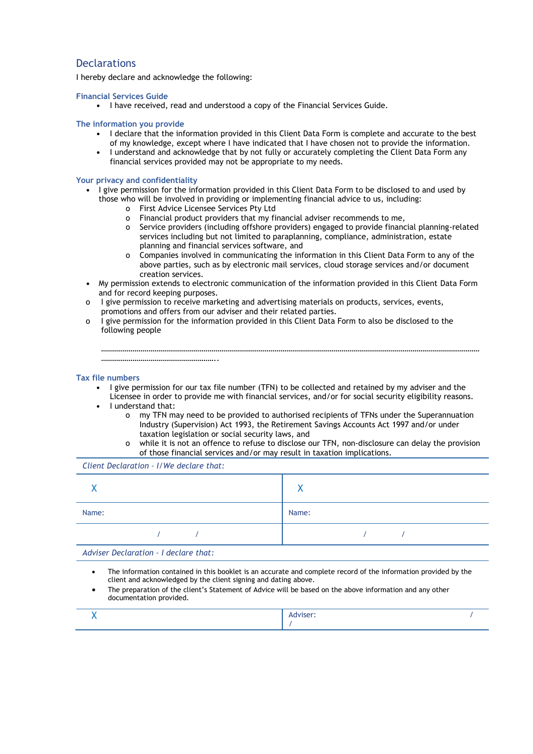## Declarations

I hereby declare and acknowledge the following:

### Financial Services Guide

- I have received, read and understood a copy of the Financial Services Guide.

### The information you provide

- I declare that the information provided in this Client Data Form is complete and accurate to the best of my knowledge, except where I have indicated that I have chosen not to provide the information.
- I understand and acknowledge that by not fully or accurately completing the Client Data Form any financial services provided may not be appropriate to my needs.

### Your privacy and confidentiality

- I give permission for the information provided in this Client Data Form to be disclosed to and used by those who will be involved in providing or implementing financial advice to us, including:
    - First Advice Licensee Services Pty Ltd
    - Financial product providers that my financial adviser recommends to me,
    - Service providers (including offshore providers) engaged to provide financial planning-related services including but not limited to paraplanning, compliance, administration, estate planning and financial services software, and
    - Companies involved in communicating the information in this Client Data Form to any of the above parties, such as by electronic mail services, cloud storage services and/or document creation services.
- My permission extends to electronic communication of the information provided in this Client Data Form and for record keeping purposes.
- I give permission to receive marketing and advertising materials on products, services, events, promotions and offers from our adviser and their related parties.
- I give permission for the information provided in this Client Data Form to also be disclosed to the following people

  ……………………………………………………………………………………………………………………………………………………………………
  …………………………………………………..

### Tax file numbers

- I give permission for our tax file number (TFN) to be collected and retained by my adviser and the Licensee in order to provide me with financial services, and/or for social security eligibility reasons.
- I understand that:
    - my TFN may need to be provided to authorised recipients of TFNs under the Superannuation Industry (Supervision) Act 1993, the Retirement Savings Accounts Act 1997 and/or under taxation legislation or social security laws, and
    - while it is not an offence to refuse to disclose our TFN, non-disclosure can delay the provision of those financial services and/or may result in taxation implications.

*Client Declaration – I/We declare that:*

| X | X |
|---|---|
| Name: | Name: |
| / / | / / |

*Adviser Declaration – I declare that:*

- The information contained in this booklet is an accurate and complete record of the information provided by the client and acknowledged by the client signing and dating above.
- The preparation of the client's Statement of Advice will be based on the above information and any other documentation provided.

| X | Adviser: / / |
|---|---|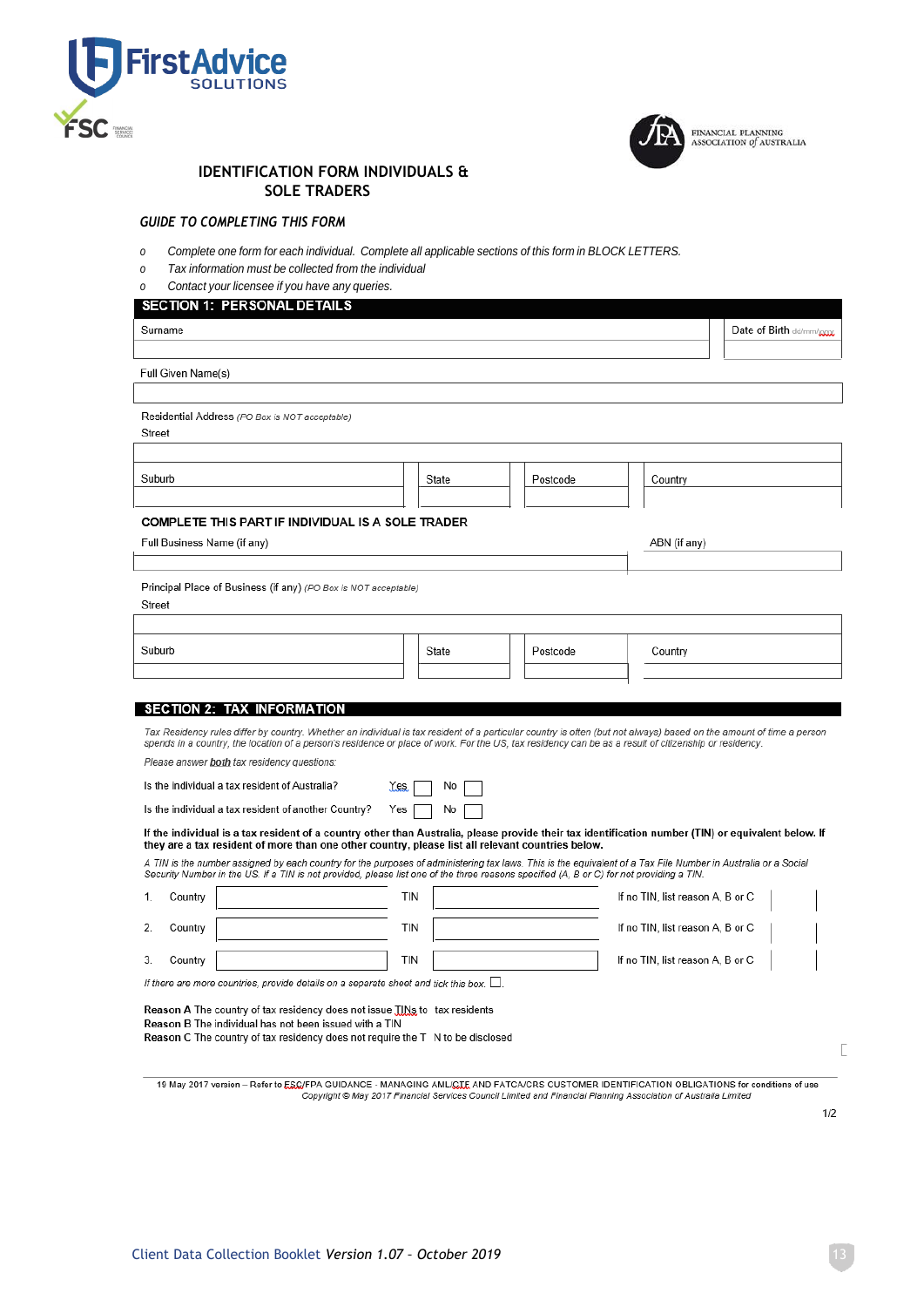# IDENTIFICATION FORM INDIVIDUALS & SOLE TRADERS

## GUIDE TO COMPLETING THIS FORM

- *Complete one form for each individual. Complete all applicable sections of this form in BLOCK LETTERS.*
- *Tax information must be collected from the individual*
- *Contact your licensee if you have any queries.*

## SECTION 1: PERSONAL DETAILS

| Surname | Date of Birth dd/mm/yyyy |
|---|---|
| | |

Full Given Name(s)

Residential Address *(PO Box is NOT acceptable)*

Street

| Suburb | State | Postcode | Country |
|---|---|---|---|
| | | | |

**COMPLETE THIS PART IF INDIVIDUAL IS A SOLE TRADER**

| Full Business Name (if any) | ABN (if any) |
|---|---|
| | |

Principal Place of Business (if any) *(PO Box is NOT acceptable)*

Street

| Suburb | State | Postcode | Country |
|---|---|---|---|
| | | | |

## SECTION 2: TAX INFORMATION

*Tax Residency rules differ by country. Whether an individual is tax resident of a particular country is often (but not always) based on the amount of time a person spends in a country, the location of a person's residence or place of work. For the US, tax residency can be as a result of citizenship or residency.*

*Please answer **both** tax residency questions:*

Is the individual a tax resident of Australia? Yes ☐ No ☐

Is the individual a tax resident of another Country? Yes ☐ No ☐

**If the individual is a tax resident of a country other than Australia, please provide their tax identification number (TIN) or equivalent below. If they are a tax resident of more than one other country, please list all relevant countries below.**

*A TIN is the number assigned by each country for the purposes of administering tax laws. This is the equivalent of a Tax File Number in Australia or a Social Security Number in the US. If a TIN is not provided, please list one of the three reasons specified (A, B or C) for not providing a TIN.*

| | Country | TIN | If no TIN, list reason A, B or C |
|---|---|---|---|
| 1. | | | |
| 2. | | | |
| 3. | | | |

*If there are more countries, provide details on a separate sheet and tick this box.* ☐

**Reason A** The country of tax residency does not issue TINs to tax residents
**Reason B** The individual has not been issued with a TIN
**Reason C** The country of tax residency does not require the TIN to be disclosed

19 May 2017 version – Refer to FSC/FPA GUIDANCE - MANAGING AML/CTF AND FATCA/CRS CUSTOMER IDENTIFICATION OBLIGATIONS for conditions of use
*Copyright © May 2017 Financial Services Council Limited and Financial Planning Association of Australia Limited*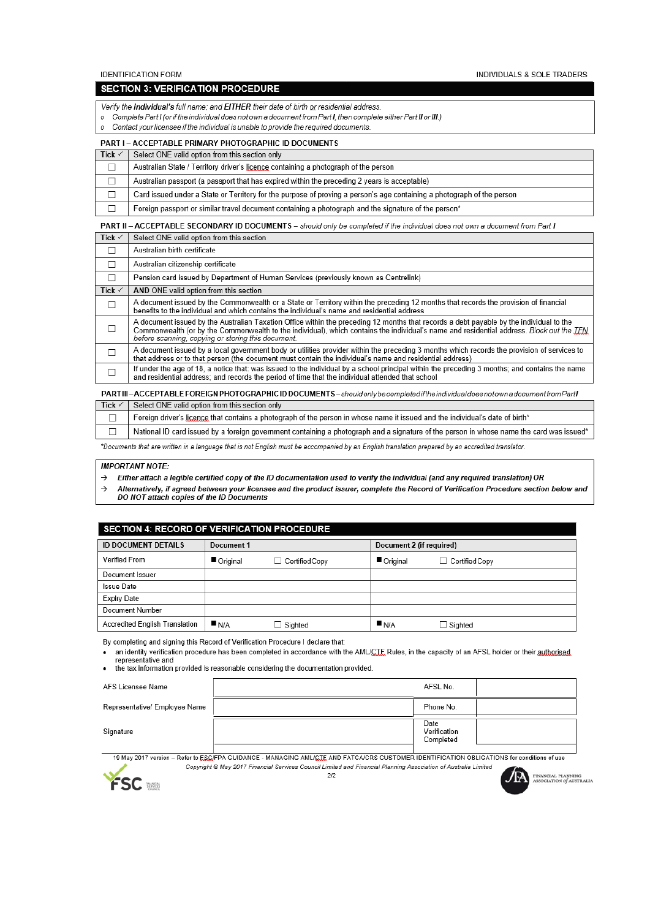## SECTION 3: VERIFICATION PROCEDURE

*Verify the **individual's** full name; and **EITHER** their date of birth or residential address.*

- *Complete Part I (or if the individual does not own a document from Part **I**, then complete either Part **II** or **III**.)*
- *Contact your licensee if the individual is unable to provide the required documents.*

### PART I – ACCEPTABLE PRIMARY PHOTOGRAPHIC ID DOCUMENTS

| Tick ✓ | Select ONE valid option from this section only |
|---|---|
| ☐ | Australian State / Territory driver's licence containing a photograph of the person |
| ☐ | Australian passport (a passport that has expired within the preceding 2 years is acceptable) |
| ☐ | Card issued under a State or Territory for the purpose of proving a person's age containing a photograph of the person |
| ☐ | Foreign passport or similar travel document containing a photograph and the signature of the person* |

### PART II – ACCEPTABLE SECONDARY ID DOCUMENTS – *should only be completed if the individual does not own a document from Part I*

| Tick ✓ | Select ONE valid option from this section |
|---|---|
| ☐ | Australian birth certificate |
| ☐ | Australian citizenship certificate |
| ☐ | Pension card issued by Department of Human Services (previously known as Centrelink) |
| **Tick ✓** | **AND** ONE valid option from this section |
| ☐ | A document issued by the Commonwealth or a State or Territory within the preceding 12 months that records the provision of financial benefits to the individual and which contains the individual's name and residential address |
| ☐ | A document issued by the Australian Taxation Office within the preceding 12 months that records a debt payable by the individual to the Commonwealth (or by the Commonwealth to the individual), which contains the individual's name and residential address. *Block out the TFN before scanning, copying or storing this document.* |
| ☐ | A document issued by a local government body or utilities provider within the preceding 3 months which records the provision of services to that address or to that person (the document must contain the individual's name and residential address) |
| ☐ | If under the age of 18, a notice that: was issued to the individual by a school principal within the preceding 3 months; and contains the name and residential address; and records the period of time that the individual attended that school |

### PART III – ACCEPTABLE FOREIGN PHOTOGRAPHIC ID DOCUMENTS – *should only be completed if the individual does not own a document from Part I*

| Tick ✓ | Select ONE valid option from this section only |
|---|---|
| ☐ | Foreign driver's licence that contains a photograph of the person in whose name it issued and the individual's date of birth* |
| ☐ | National ID card issued by a foreign government containing a photograph and a signature of the person in whose name the card was issued* |

*\*Documents that are written in a language that is not English must be accompanied by an English translation prepared by an accredited translator.*

***IMPORTANT NOTE:***

→ ***Either attach a legible certified copy of the ID documentation used to verify the individual (and any required translation) OR***

→ ***Alternatively, if agreed between your licensee and the product issuer, complete the Record of Verification Procedure section below and DO NOT attach copies of the ID Documents***

## SECTION 4: RECORD OF VERIFICATION PROCEDURE

| ID DOCUMENT DETAILS | Document 1 | | Document 2 (if required) | |
|---|---|---|---|---|
| Verified From | ■ Original | ☐ Certified Copy | ■ Original | ☐ Certified Copy |
| Document Issuer | | | | |
| Issue Date | | | | |
| Expiry Date | | | | |
| Document Number | | | | |
| Accredited English Translation | ■ N/A | ☐ Sighted | ■ N/A | ☐ Sighted |

By completing and signing this Record of Verification Procedure I declare that:

- an identity verification procedure has been completed in accordance with the AML/CTF Rules, in the capacity of an AFSL holder or their authorised representative and
- the tax information provided is reasonable considering the documentation provided.

| | | | |
|---|---|---|---|
| AFS Licensee Name | | AFSL No. | |
| Representative/ Employee Name | | Phone No. | |
| Signature | | Date Verification Completed | |

19 May 2017 version – Refer to FSC/FPA GUIDANCE - MANAGING AML/CTF AND FATCA/CRS CUSTOMER IDENTIFICATION OBLIGATIONS for conditions of use

*Copyright © May 2017 Financial Services Council Limited and Financial Planning Association of Australia Limited*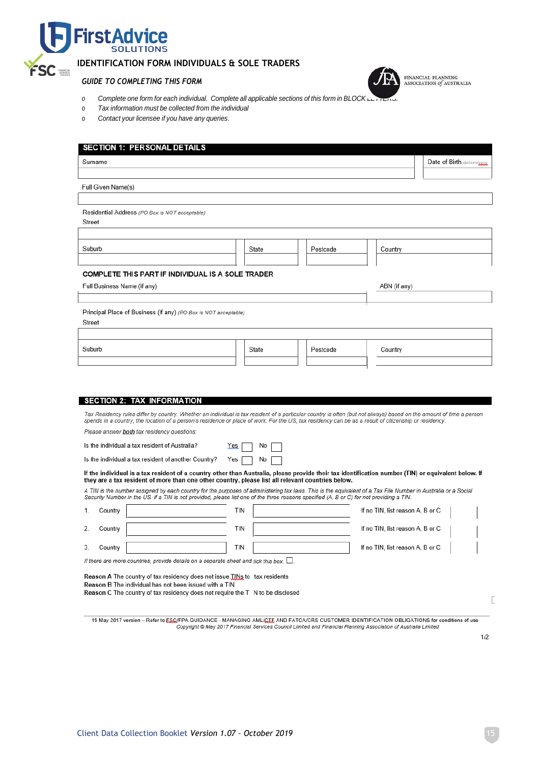# IDENTIFICATION FORM INDIVIDUALS & SOLE TRADERS

### GUIDE TO COMPLETING THIS FORM

- Complete one form for each individual. Complete all applicable sections of this form in BLOCK LETTERS.
- Tax information must be collected from the individual
- Contact your licensee if you have any queries.

## SECTION 1: PERSONAL DETAILS

| Surname | Date of Birth dd/mm/yyyy |
|---|---|
| | |

Full Given Name(s)

Residential Address *(PO Box is NOT acceptable)*

Street

| Suburb | State | Postcode | Country |
|---|---|---|---|
| | | | |

**COMPLETE THIS PART IF INDIVIDUAL IS A SOLE TRADER**

| Full Business Name (if any) | ABN (if any) |
|---|---|
| | |

Principal Place of Business (if any) *(PO Box is NOT acceptable)*

Street

| Suburb | State | Postcode | Country |
|---|---|---|---|
| | | | |

## SECTION 2: TAX INFORMATION

*Tax Residency rules differ by country. Whether an individual is tax resident of a particular country is often (but not always) based on the amount of time a person spends in a country, the location of a person's residence or place of work. For the US, tax residency can be as a result of citizenship or residency.*

*Please answer **both** tax residency questions:*

Is the individual a tax resident of Australia? Yes ☐ No ☐

Is the individual a tax resident of another Country? Yes ☐ No ☐

**If the individual is a tax resident of a country other than Australia, please provide their tax identification number (TIN) or equivalent below. If they are a tax resident of more than one other country, please list all relevant countries below.**

*A TIN is the number assigned by each country for the purposes of administering tax laws. This is the equivalent of a Tax File Number in Australia or a Social Security Number in the US. If a TIN is not provided, please list one of the three reasons specified (A, B or C) for not providing a TIN.*

| | Country | | TIN | | If no TIN, list reason A, B or C | |
|---|---|---|---|---|---|---|
| 1. | Country | | TIN | | If no TIN, list reason A, B or C | |
| 2. | Country | | TIN | | If no TIN, list reason A, B or C | |
| 3. | Country | | TIN | | If no TIN, list reason A, B or C | |

*If there are more countries, provide details on a separate sheet and tick this box.* ☐

**Reason A** The country of tax residency does not issue TINs to tax residents
**Reason B** The individual has not been issued with a TIN
**Reason C** The country of tax residency does not require the TIN to be disclosed

19 May 2017 version – Refer to FSC/FPA GUIDANCE - MANAGING AML/CTF AND FATCA/CRS CUSTOMER IDENTIFICATION OBLIGATIONS for conditions of use
*Copyright © May 2017 Financial Services Council Limited and Financial Planning Association of Australia Limited*

1/2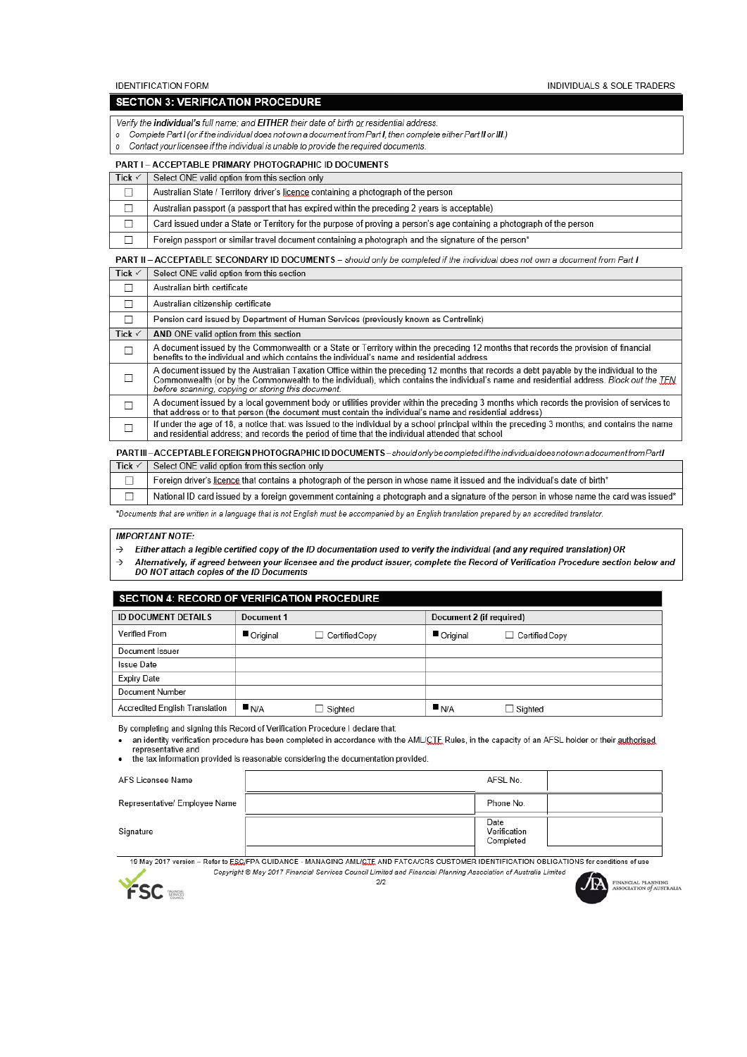IDENTIFICATION FORM — INDIVIDUALS & SOLE TRADERS

## SECTION 3: VERIFICATION PROCEDURE

*Verify the **individual's** full name; and **EITHER** their date of birth or residential address.*

- *Complete Part I (or if the individual does not own a document from Part **I**, then complete either Part **II** or **III**.)*
- *Contact your licensee if the individual is unable to provide the required documents.*

### PART I – ACCEPTABLE PRIMARY PHOTOGRAPHIC ID DOCUMENTS

| Tick ✓ | Select ONE valid option from this section only |
|---|---|
| ☐ | Australian State / Territory driver's licence containing a photograph of the person |
| ☐ | Australian passport (a passport that has expired within the preceding 2 years is acceptable) |
| ☐ | Card issued under a State or Territory for the purpose of proving a person's age containing a photograph of the person |
| ☐ | Foreign passport or similar travel document containing a photograph and the signature of the person* |

### PART II – ACCEPTABLE SECONDARY ID DOCUMENTS – *should only be completed if the individual does not own a document from Part I*

| Tick ✓ | Select ONE valid option from this section |
|---|---|
| ☐ | Australian birth certificate |
| ☐ | Australian citizenship certificate |
| ☐ | Pension card issued by Department of Human Services (previously known as Centrelink) |
| **Tick ✓** | **AND ONE valid option from this section** |
| ☐ | A document issued by the Commonwealth or a State or Territory within the preceding 12 months that records the provision of financial benefits to the individual and which contains the individual's name and residential address |
| ☐ | A document issued by the Australian Taxation Office within the preceding 12 months that records a debt payable by the individual to the Commonwealth (or by the Commonwealth to the individual), which contains the individual's name and residential address. *Block out the TFN before scanning, copying or storing this document.* |
| ☐ | A document issued by a local government body or utilities provider within the preceding 3 months which records the provision of services to that address or to that person (the document must contain the individual's name and residential address) |
| ☐ | If under the age of 18, a notice that: was issued to the individual by a school principal within the preceding 3 months; and contains the name and residential address; and records the period of time that the individual attended that school |

### PART III – ACCEPTABLE FOREIGN PHOTOGRAPHIC ID DOCUMENTS – *should only be completed if the individual does not own a document from Part I*

| Tick ✓ | Select ONE valid option from this section only |
|---|---|
| ☐ | Foreign driver's licence that contains a photograph of the person in whose name it issued and the individual's date of birth* |
| ☐ | National ID card issued by a foreign government containing a photograph and a signature of the person in whose name the card was issued* |

*\*Documents that are written in a language that is not English must be accompanied by an English translation prepared by an accredited translator.*

***IMPORTANT NOTE:***

→ ***Either attach a legible certified copy of the ID documentation used to verify the individual (and any required translation) OR***

→ ***Alternatively, if agreed between your licensee and the product issuer, complete the Record of Verification Procedure section below and DO NOT attach copies of the ID Documents***

## SECTION 4: RECORD OF VERIFICATION PROCEDURE

| ID DOCUMENT DETAILS | Document 1 | | Document 2 (if required) | |
|---|---|---|---|---|
| Verified From | ■ Original | ☐ Certified Copy | ■ Original | ☐ Certified Copy |
| Document Issuer | | | | |
| Issue Date | | | | |
| Expiry Date | | | | |
| Document Number | | | | |
| Accredited English Translation | ■ N/A | ☐ Sighted | ■ N/A | ☐ Sighted |

By completing and signing this Record of Verification Procedure I declare that:

- an identity verification procedure has been completed in accordance with the AML/CTF Rules, in the capacity of an AFSL holder or their authorised representative and
- the tax information provided is reasonable considering the documentation provided.

| | | | |
|---|---|---|---|
| AFS Licensee Name | | AFSL No. | |
| Representative/ Employee Name | | Phone No. | |
| Signature | | Date Verification Completed | |

19 May 2017 version – Refer to FSC/FPA GUIDANCE - MANAGING AML/CTF AND FATCA/CRS CUSTOMER IDENTIFICATION OBLIGATIONS for conditions of use

*Copyright © May 2017 Financial Services Council Limited and Financial Planning Association of Australia Limited*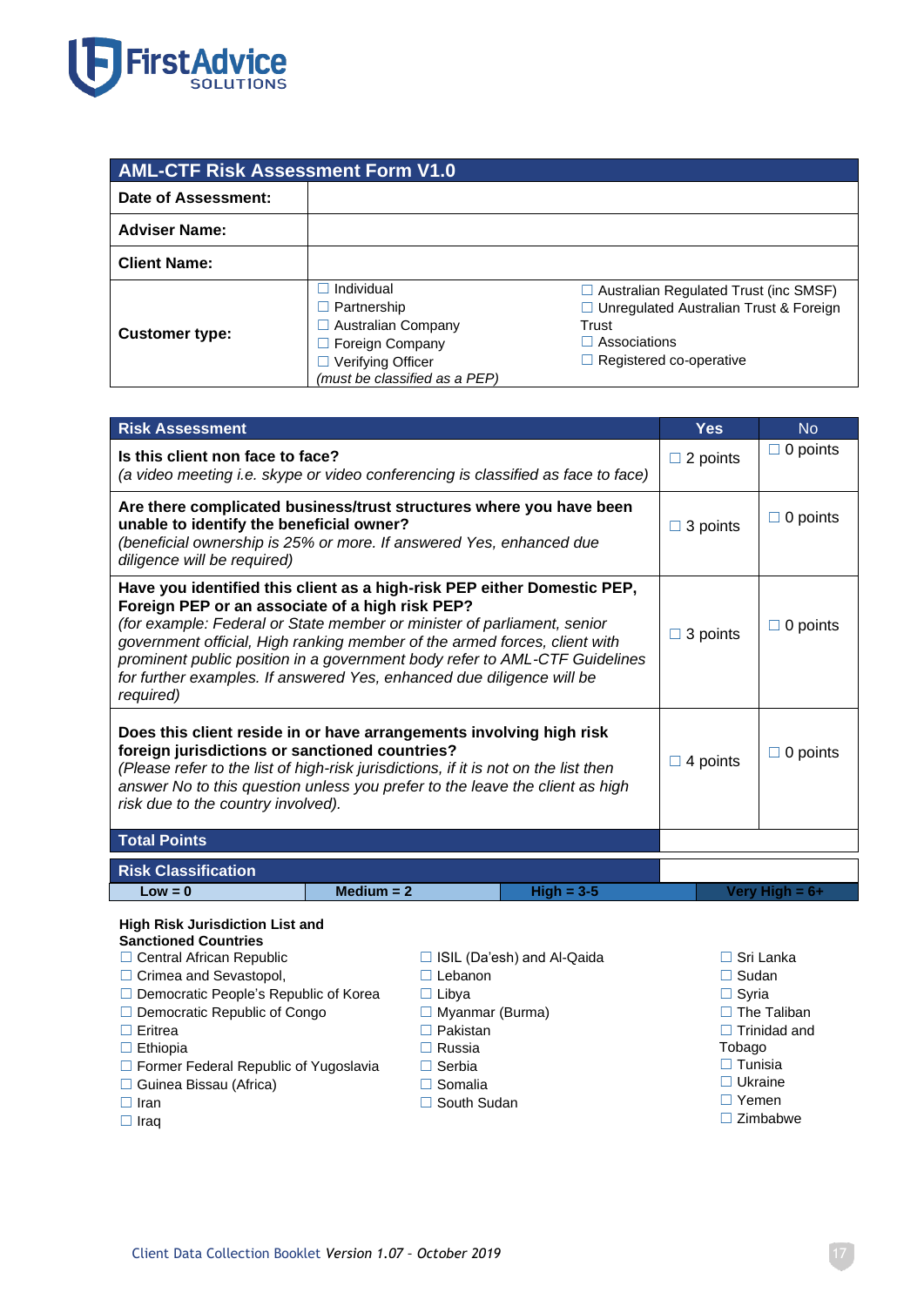| AML-CTF Risk Assessment Form V1.0 | | |
|---|---|---|
| **Date of Assessment:** | | |
| **Adviser Name:** | | |
| **Client Name:** | | |
| **Customer type:** | ☐ Individual<br>☐ Partnership<br>☐ Australian Company<br>☐ Foreign Company<br>☐ Verifying Officer<br>*(must be classified as a PEP)* | ☐ Australian Regulated Trust (inc SMSF)<br>☐ Unregulated Australian Trust & Foreign Trust<br>☐ Associations<br>☐ Registered co-operative |

| Risk Assessment | Yes | No |
|---|---|---|
| **Is this client non face to face?**<br>*(a video meeting i.e. skype or video conferencing is classified as face to face)* | ☐ 2 points | ☐ 0 points |
| **Are there complicated business/trust structures where you have been unable to identify the beneficial owner?**<br>*(beneficial ownership is 25% or more. If answered Yes, enhanced due diligence will be required)* | ☐ 3 points | ☐ 0 points |
| **Have you identified this client as a high-risk PEP either Domestic PEP, Foreign PEP or an associate of a high risk PEP?**<br>*(for example: Federal or State member or minister of parliament, senior government official, High ranking member of the armed forces, client with prominent public position in a government body refer to AML-CTF Guidelines for further examples. If answered Yes, enhanced due diligence will be required)* | ☐ 3 points | ☐ 0 points |
| **Does this client reside in or have arrangements involving high risk foreign jurisdictions or sanctioned countries?**<br>*(Please refer to the list of high-risk jurisdictions, if it is not on the list then answer No to this question unless you prefer to the leave the client as high risk due to the country involved).* | ☐ 4 points | ☐ 0 points |
| **Total Points** | | |

| Risk Classification | | | |
|---|---|---|---|
| Low = 0 | Medium = 2 | High = 3-5 | Very High = 6+ |

**High Risk Jurisdiction List and Sanctioned Countries**

- ☐ Central African Republic
- ☐ Crimea and Sevastopol,
- ☐ Democratic People's Republic of Korea
- ☐ Democratic Republic of Congo
- ☐ Eritrea
- ☐ Ethiopia
- ☐ Former Federal Republic of Yugoslavia
- ☐ Guinea Bissau (Africa)
- ☐ Iran
- ☐ Iraq
- ☐ ISIL (Da'esh) and Al-Qaida
- ☐ Lebanon
- ☐ Libya
- ☐ Myanmar (Burma)
- ☐ Pakistan
- ☐ Russia
- ☐ Serbia
- ☐ Somalia
- ☐ South Sudan
- ☐ Sri Lanka
- ☐ Sudan
- ☐ Syria
- ☐ The Taliban
- ☐ Trinidad and Tobago
- ☐ Tunisia
- ☐ Ukraine
- ☐ Yemen
- ☐ Zimbabwe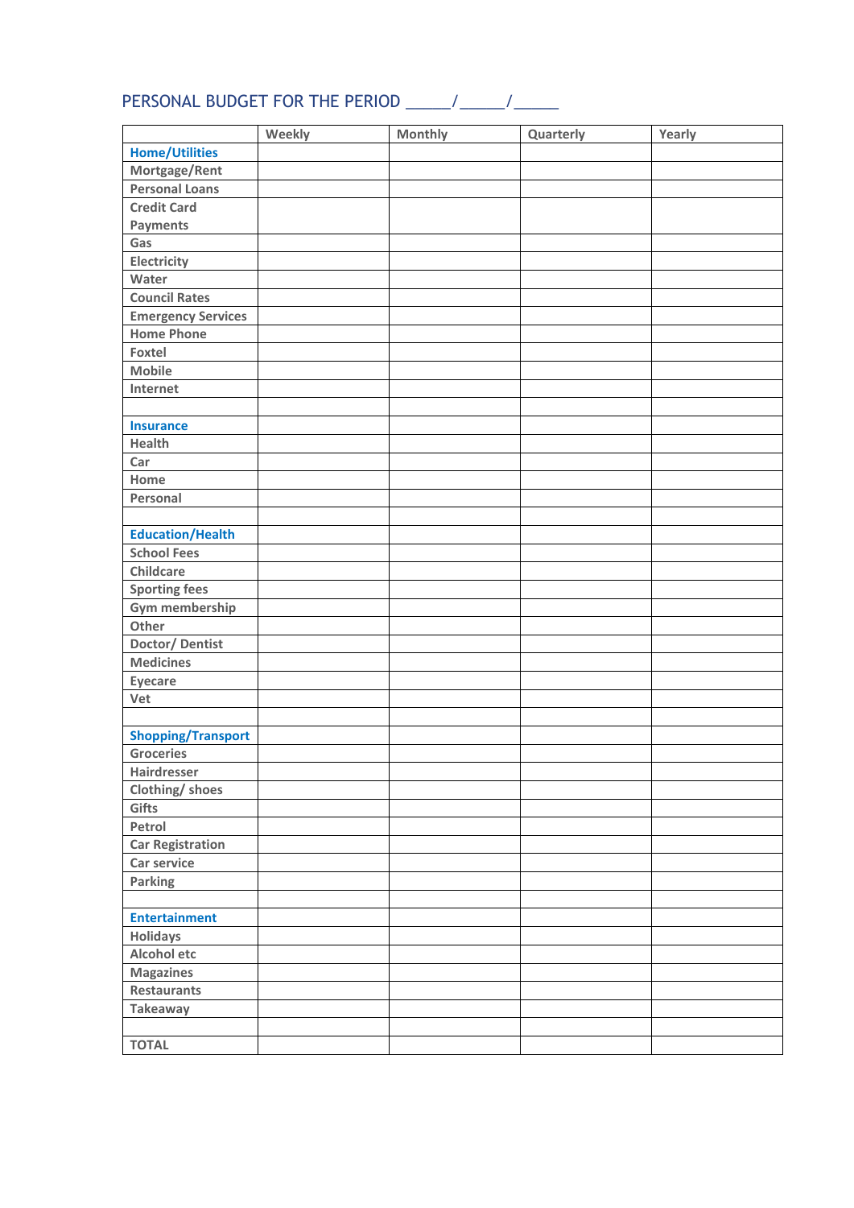# PERSONAL BUDGET FOR THE PERIOD _____/_____/_____

| | Weekly | Monthly | Quarterly | Yearly |
|---|---|---|---|---|
| **Home/Utilities** | | | | |
| Mortgage/Rent | | | | |
| Personal Loans | | | | |
| Credit Card Payments | | | | |
| Gas | | | | |
| Electricity | | | | |
| Water | | | | |
| Council Rates | | | | |
| Emergency Services | | | | |
| Home Phone | | | | |
| Foxtel | | | | |
| Mobile | | | | |
| Internet | | | | |
| | | | | |
| **Insurance** | | | | |
| Health | | | | |
| Car | | | | |
| Home | | | | |
| Personal | | | | |
| | | | | |
| **Education/Health** | | | | |
| School Fees | | | | |
| Childcare | | | | |
| Sporting fees | | | | |
| Gym membership | | | | |
| Other | | | | |
| Doctor/ Dentist | | | | |
| Medicines | | | | |
| Eyecare | | | | |
| Vet | | | | |
| | | | | |
| **Shopping/Transport** | | | | |
| Groceries | | | | |
| Hairdresser | | | | |
| Clothing/ shoes | | | | |
| Gifts | | | | |
| Petrol | | | | |
| Car Registration | | | | |
| Car service | | | | |
| Parking | | | | |
| | | | | |
| **Entertainment** | | | | |
| Holidays | | | | |
| Alcohol etc | | | | |
| Magazines | | | | |
| Restaurants | | | | |
| Takeaway | | | | |
| | | | | |
| TOTAL | | | | |